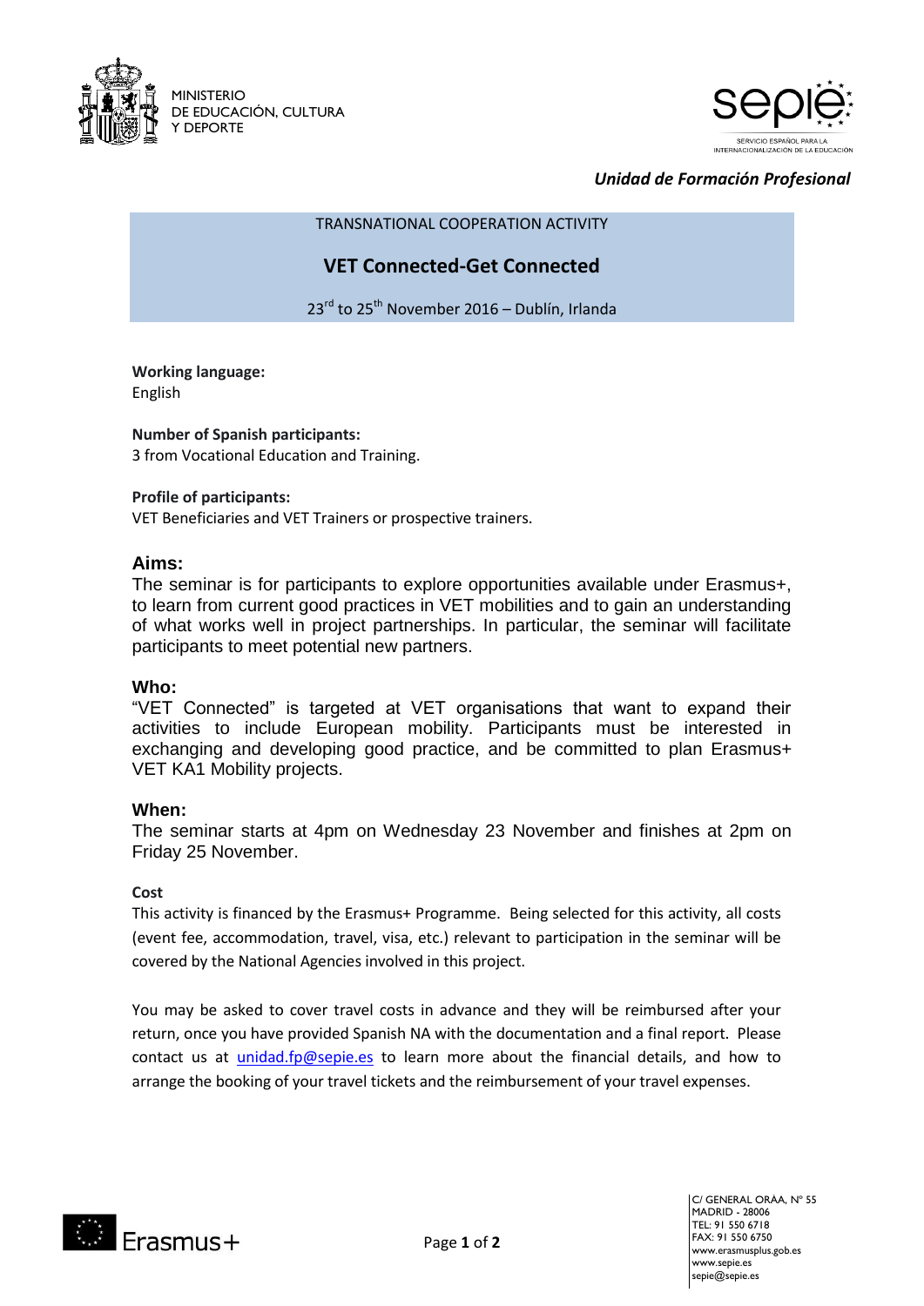MINISTERIO
DE EDUCACIÓN, CULTURA
Y DEPORTE

sepie
SERVICIO ESPAÑOL PARA LA INTERNACIONALIZACIÓN DE LA EDUCACIÓN

*Unidad de Formación Profesional*

TRANSNATIONAL COOPERATION ACTIVITY

# VET Connected-Get Connected

23rd to 25th November 2016 – Dublín, Irlanda

**Working language:**
English

**Number of Spanish participants:**
3 from Vocational Education and Training.

**Profile of participants:**
VET Beneficiaries and VET Trainers or prospective trainers.

## Aims:

The seminar is for participants to explore opportunities available under Erasmus+, to learn from current good practices in VET mobilities and to gain an understanding of what works well in project partnerships. In particular, the seminar will facilitate participants to meet potential new partners.

## Who:

"VET Connected" is targeted at VET organisations that want to expand their activities to include European mobility. Participants must be interested in exchanging and developing good practice, and be committed to plan Erasmus+ VET KA1 Mobility projects.

## When:

The seminar starts at 4pm on Wednesday 23 November and finishes at 2pm on Friday 25 November.

**Cost**

This activity is financed by the Erasmus+ Programme. Being selected for this activity, all costs (event fee, accommodation, travel, visa, etc.) relevant to participation in the seminar will be covered by the National Agencies involved in this project.

You may be asked to cover travel costs in advance and they will be reimbursed after your return, once you have provided Spanish NA with the documentation and a final report. Please contact us at unidad.fp@sepie.es to learn more about the financial details, and how to arrange the booking of your travel tickets and the reimbursement of your travel expenses.

Erasmus+

C/ GENERAL ORAA, Nº 55
MADRID - 28006
TEL: 91 550 6718
FAX: 91 550 6750
www.erasmusplus.gob.es
www.sepie.es
sepie@sepie.es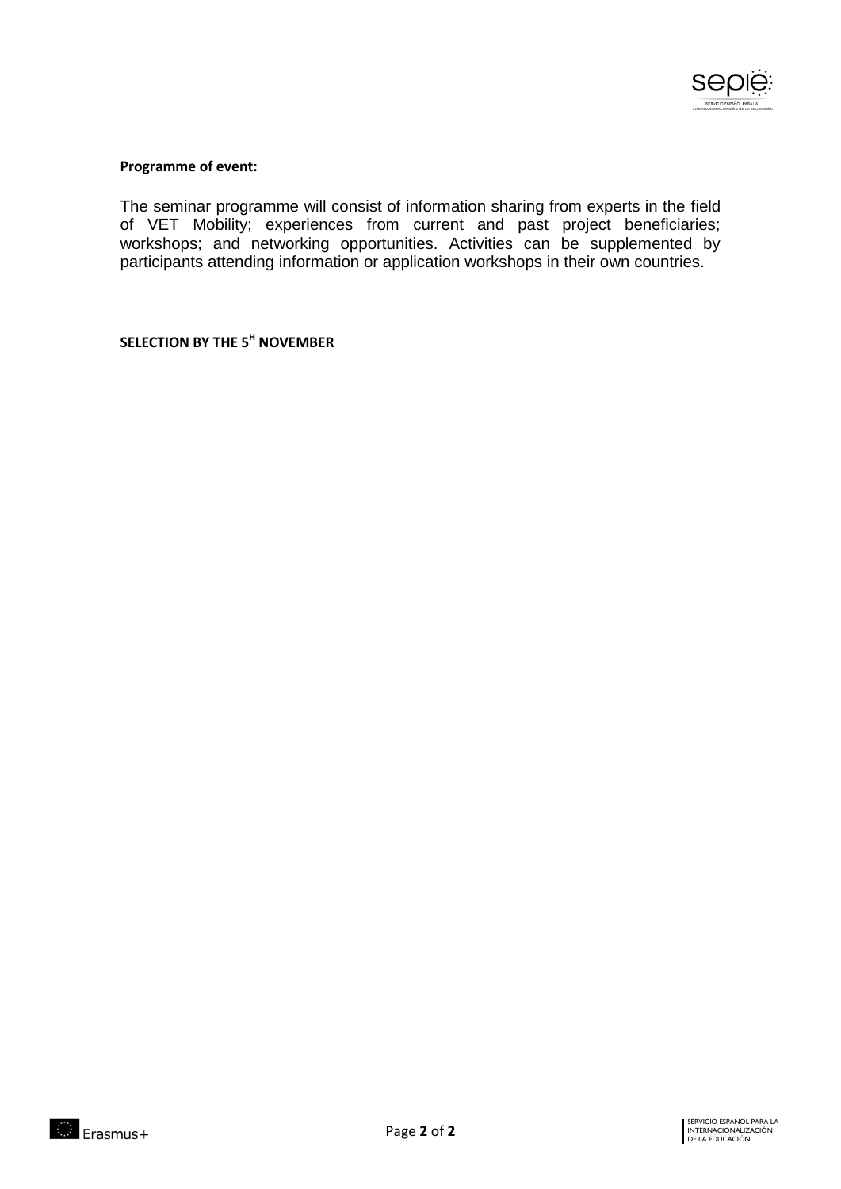**Programme of event:**

The seminar programme will consist of information sharing from experts in the field of VET Mobility; experiences from current and past project beneficiaries; workshops; and networking opportunities. Activities can be supplemented by participants attending information or application workshops in their own countries.

**SELECTION BY THE 5[H] NOVEMBER**